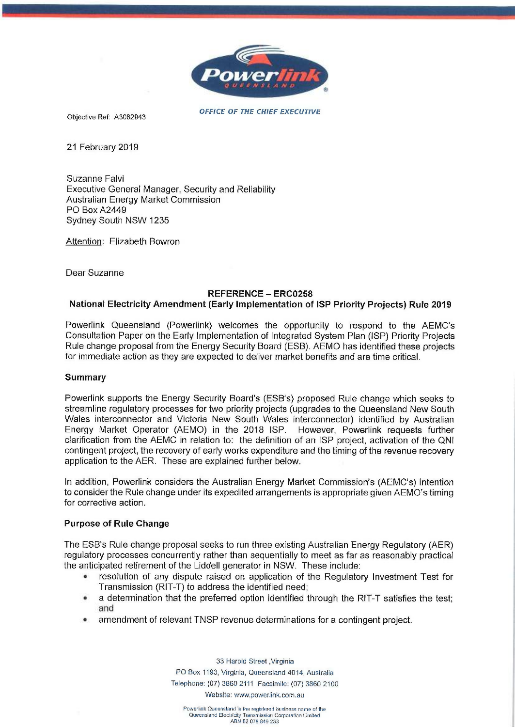OFFICE OF THE CHIEF EXECUTIVE

Objective Ref: A3082943

21 February 2019

Suzanne Falvi
Executive General Manager, Security and Reliability
Australian Energy Market Commission
PO Box A2449
Sydney South NSW 1235

Attention: Elizabeth Bowron

Dear Suzanne

**REFERENCE – ERC0258**
**National Electricity Amendment (Early Implementation of ISP Priority Projects) Rule 2019**

Powerlink Queensland (Powerlink) welcomes the opportunity to respond to the AEMC's Consultation Paper on the Early Implementation of Integrated System Plan (ISP) Priority Projects Rule change proposal from the Energy Security Board (ESB). AEMO has identified these projects for immediate action as they are expected to deliver market benefits and are time critical.

**Summary**

Powerlink supports the Energy Security Board's (ESB's) proposed Rule change which seeks to streamline regulatory processes for two priority projects (upgrades to the Queensland New South Wales interconnector and Victoria New South Wales interconnector) identified by Australian Energy Market Operator (AEMO) in the 2018 ISP. However, Powerlink requests further clarification from the AEMC in relation to: the definition of an ISP project, activation of the QNI contingent project, the recovery of early works expenditure and the timing of the revenue recovery application to the AER. These are explained further below.

In addition, Powerlink considers the Australian Energy Market Commission's (AEMC's) intention to consider the Rule change under its expedited arrangements is appropriate given AEMO's timing for corrective action.

**Purpose of Rule Change**

The ESB's Rule change proposal seeks to run three existing Australian Energy Regulatory (AER) regulatory processes concurrently rather than sequentially to meet as far as reasonably practical the anticipated retirement of the Liddell generator in NSW. These include:

- resolution of any dispute raised on application of the Regulatory Investment Test for Transmission (RIT-T) to address the identified need;
- a determination that the preferred option identified through the RIT-T satisfies the test; and
- amendment of relevant TNSP revenue determinations for a contingent project.

33 Harold Street ,Virginia
PO Box 1193, Virginia, Queensland 4014, Australia
Telephone: (07) 3860 2111 Facsimile: (07) 3860 2100
Website: www.powerlink.com.au

Powerlink Queensland is the registered business name of the Queensland Electricity Transmission Corporation Limited
ABN 82 078 849 233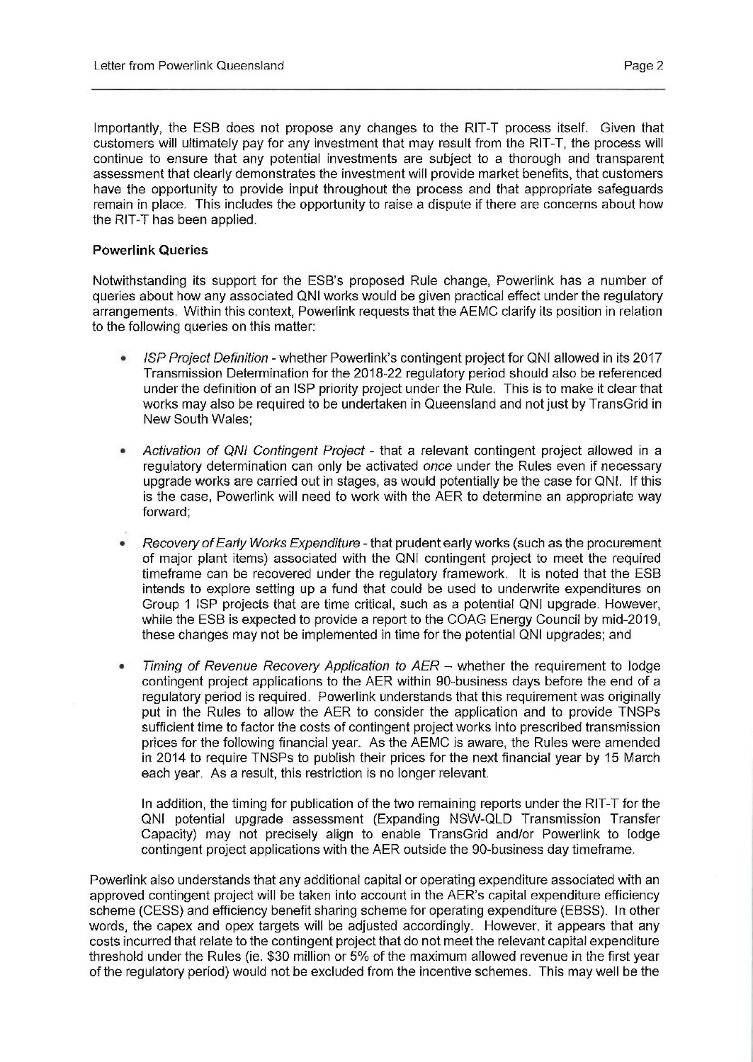Importantly, the ESB does not propose any changes to the RIT-T process itself. Given that customers will ultimately pay for any investment that may result from the RIT-T, the process will continue to ensure that any potential investments are subject to a thorough and transparent assessment that clearly demonstrates the investment will provide market benefits, that customers have the opportunity to provide input throughout the process and that appropriate safeguards remain in place. This includes the opportunity to raise a dispute if there are concerns about how the RIT-T has been applied.

**Powerlink Queries**

Notwithstanding its support for the ESB's proposed Rule change, Powerlink has a number of queries about how any associated QNI works would be given practical effect under the regulatory arrangements. Within this context, Powerlink requests that the AEMC clarify its position in relation to the following queries on this matter:

- *ISP Project Definition* - whether Powerlink's contingent project for QNI allowed in its 2017 Transmission Determination for the 2018-22 regulatory period should also be referenced under the definition of an ISP priority project under the Rule. This is to make it clear that works may also be required to be undertaken in Queensland and not just by TransGrid in New South Wales;

- *Activation of QNI Contingent Project* - that a relevant contingent project allowed in a regulatory determination can only be activated *once* under the Rules even if necessary upgrade works are carried out in stages, as would potentially be the case for QNI. If this is the case, Powerlink will need to work with the AER to determine an appropriate way forward;

- *Recovery of Early Works Expenditure* - that prudent early works (such as the procurement of major plant items) associated with the QNI contingent project to meet the required timeframe can be recovered under the regulatory framework. It is noted that the ESB intends to explore setting up a fund that could be used to underwrite expenditures on Group 1 ISP projects that are time critical, such as a potential QNI upgrade. However, while the ESB is expected to provide a report to the COAG Energy Council by mid-2019, these changes may not be implemented in time for the potential QNI upgrades; and

- *Timing of Revenue Recovery Application to AER* – whether the requirement to lodge contingent project applications to the AER within 90-business days before the end of a regulatory period is required. Powerlink understands that this requirement was originally put in the Rules to allow the AER to consider the application and to provide TNSPs sufficient time to factor the costs of contingent project works into prescribed transmission prices for the following financial year. As the AEMC is aware, the Rules were amended in 2014 to require TNSPs to publish their prices for the next financial year by 15 March each year. As a result, this restriction is no longer relevant.

  In addition, the timing for publication of the two remaining reports under the RIT-T for the QNI potential upgrade assessment (Expanding NSW-QLD Transmission Transfer Capacity) may not precisely align to enable TransGrid and/or Powerlink to lodge contingent project applications with the AER outside the 90-business day timeframe.

Powerlink also understands that any additional capital or operating expenditure associated with an approved contingent project will be taken into account in the AER's capital expenditure efficiency scheme (CESS) and efficiency benefit sharing scheme for operating expenditure (EBSS). In other words, the capex and opex targets will be adjusted accordingly. However, it appears that any costs incurred that relate to the contingent project that do not meet the relevant capital expenditure threshold under the Rules (ie. $30 million or 5% of the maximum allowed revenue in the first year of the regulatory period) would not be excluded from the incentive schemes. This may well be the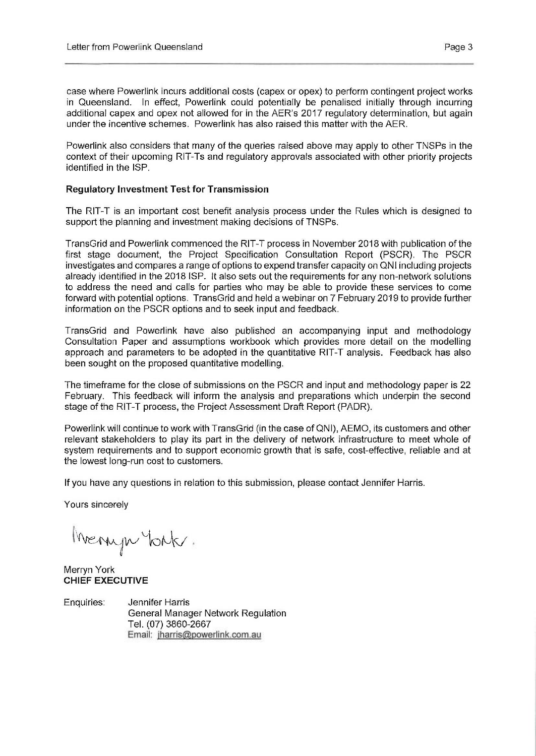case where Powerlink incurs additional costs (capex or opex) to perform contingent project works in Queensland. In effect, Powerlink could potentially be penalised initially through incurring additional capex and opex not allowed for in the AER's 2017 regulatory determination, but again under the incentive schemes. Powerlink has also raised this matter with the AER.

Powerlink also considers that many of the queries raised above may apply to other TNSPs in the context of their upcoming RIT-Ts and regulatory approvals associated with other priority projects identified in the ISP.

**Regulatory Investment Test for Transmission**

The RIT-T is an important cost benefit analysis process under the Rules which is designed to support the planning and investment making decisions of TNSPs.

TransGrid and Powerlink commenced the RIT-T process in November 2018 with publication of the first stage document, the Project Specification Consultation Report (PSCR). The PSCR investigates and compares a range of options to expend transfer capacity on QNI including projects already identified in the 2018 ISP. It also sets out the requirements for any non-network solutions to address the need and calls for parties who may be able to provide these services to come forward with potential options. TransGrid and held a webinar on 7 February 2019 to provide further information on the PSCR options and to seek input and feedback.

TransGrid and Powerlink have also published an accompanying input and methodology Consultation Paper and assumptions workbook which provides more detail on the modelling approach and parameters to be adopted in the quantitative RIT-T analysis. Feedback has also been sought on the proposed quantitative modelling.

The timeframe for the close of submissions on the PSCR and input and methodology paper is 22 February. This feedback will inform the analysis and preparations which underpin the second stage of the RIT-T process, the Project Assessment Draft Report (PADR).

Powerlink will continue to work with TransGrid (in the case of QNI), AEMO, its customers and other relevant stakeholders to play its part in the delivery of network infrastructure to meet whole of system requirements and to support economic growth that is safe, cost-effective, reliable and at the lowest long-run cost to customers.

If you have any questions in relation to this submission, please contact Jennifer Harris.

Yours sincerely

Merryn York
**CHIEF EXECUTIVE**

Enquiries: Jennifer Harris
General Manager Network Regulation
Tel. (07) 3860-2667
Email: jharris@powerlink.com.au